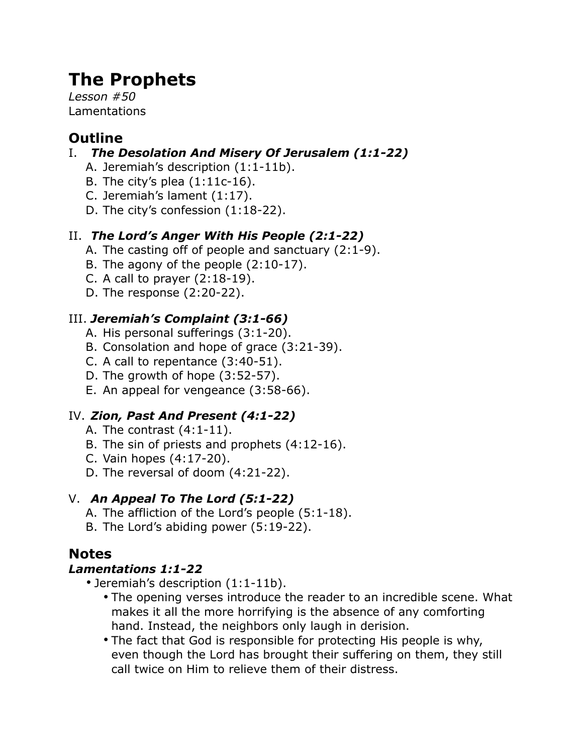# The Prophets

*Lesson #50*
Lamentations

## Outline

I. ***The Desolation And Misery Of Jerusalem (1:1-22)***
   - A. Jeremiah's description (1:1-11b).
   - B. The city's plea (1:11c-16).
   - C. Jeremiah's lament (1:17).
   - D. The city's confession (1:18-22).

II. ***The Lord's Anger With His People (2:1-22)***
   - A. The casting off of people and sanctuary (2:1-9).
   - B. The agony of the people (2:10-17).
   - C. A call to prayer (2:18-19).
   - D. The response (2:20-22).

III. ***Jeremiah's Complaint (3:1-66)***
   - A. His personal sufferings (3:1-20).
   - B. Consolation and hope of grace (3:21-39).
   - C. A call to repentance (3:40-51).
   - D. The growth of hope (3:52-57).
   - E. An appeal for vengeance (3:58-66).

IV. ***Zion, Past And Present (4:1-22)***
   - A. The contrast (4:1-11).
   - B. The sin of priests and prophets (4:12-16).
   - C. Vain hopes (4:17-20).
   - D. The reversal of doom (4:21-22).

V. ***An Appeal To The Lord (5:1-22)***
   - A. The affliction of the Lord's people (5:1-18).
   - B. The Lord's abiding power (5:19-22).

## Notes

### *Lamentations 1:1-22*

- Jeremiah's description (1:1-11b).
  - The opening verses introduce the reader to an incredible scene. What makes it all the more horrifying is the absence of any comforting hand. Instead, the neighbors only laugh in derision.
  - The fact that God is responsible for protecting His people is why, even though the Lord has brought their suffering on them, they still call twice on Him to relieve them of their distress.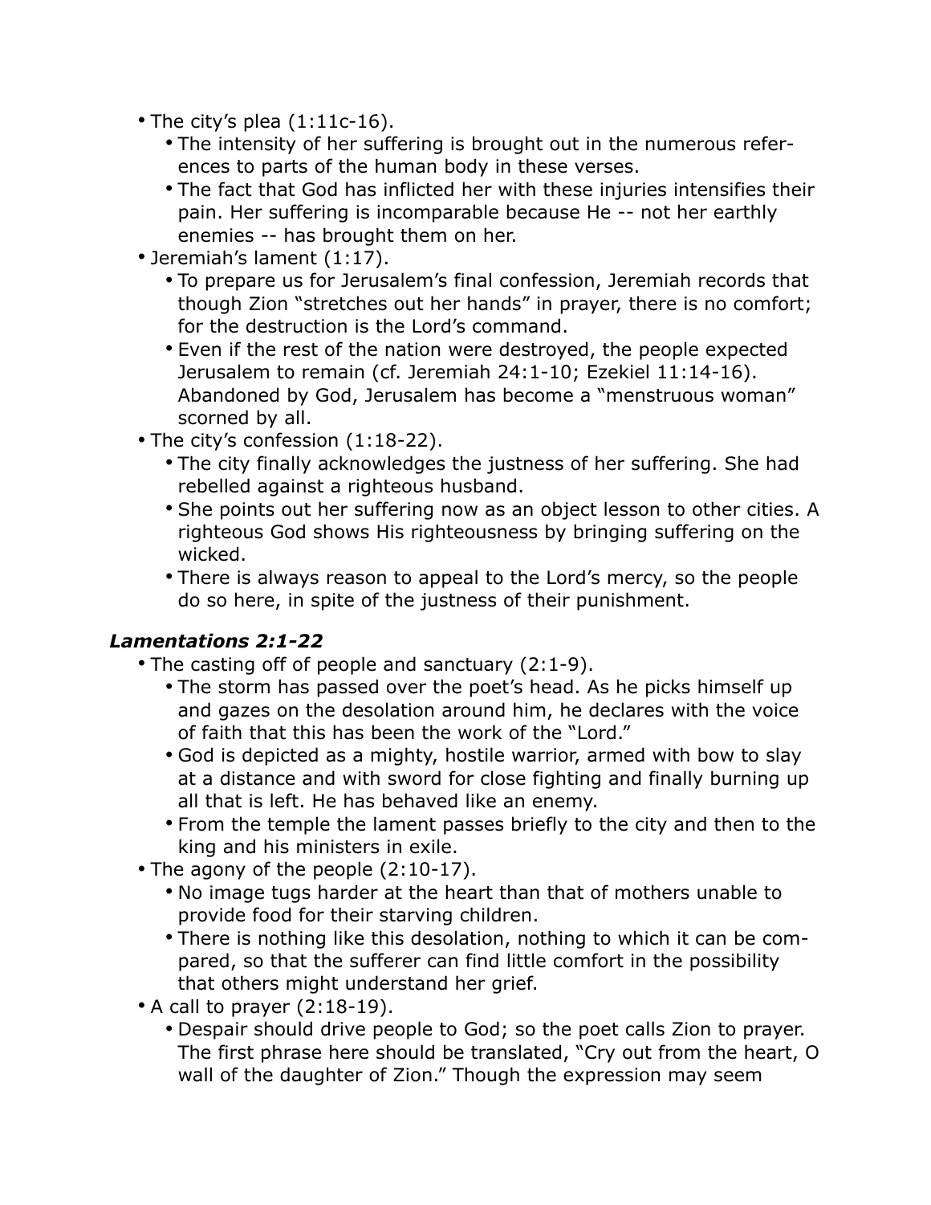- The city's plea (1:11c-16).
  - The intensity of her suffering is brought out in the numerous references to parts of the human body in these verses.
  - The fact that God has inflicted her with these injuries intensifies their pain. Her suffering is incomparable because He -- not her earthly enemies -- has brought them on her.
- Jeremiah's lament (1:17).
  - To prepare us for Jerusalem's final confession, Jeremiah records that though Zion "stretches out her hands" in prayer, there is no comfort; for the destruction is the Lord's command.
  - Even if the rest of the nation were destroyed, the people expected Jerusalem to remain (cf. Jeremiah 24:1-10; Ezekiel 11:14-16). Abandoned by God, Jerusalem has become a "menstruous woman" scorned by all.
- The city's confession (1:18-22).
  - The city finally acknowledges the justness of her suffering. She had rebelled against a righteous husband.
  - She points out her suffering now as an object lesson to other cities. A righteous God shows His righteousness by bringing suffering on the wicked.
  - There is always reason to appeal to the Lord's mercy, so the people do so here, in spite of the justness of their punishment.

### *Lamentations 2:1-22*

- The casting off of people and sanctuary (2:1-9).
  - The storm has passed over the poet's head. As he picks himself up and gazes on the desolation around him, he declares with the voice of faith that this has been the work of the "Lord."
  - God is depicted as a mighty, hostile warrior, armed with bow to slay at a distance and with sword for close fighting and finally burning up all that is left. He has behaved like an enemy.
  - From the temple the lament passes briefly to the city and then to the king and his ministers in exile.
- The agony of the people (2:10-17).
  - No image tugs harder at the heart than that of mothers unable to provide food for their starving children.
  - There is nothing like this desolation, nothing to which it can be compared, so that the sufferer can find little comfort in the possibility that others might understand her grief.
- A call to prayer (2:18-19).
  - Despair should drive people to God; so the poet calls Zion to prayer. The first phrase here should be translated, "Cry out from the heart, O wall of the daughter of Zion." Though the expression may seem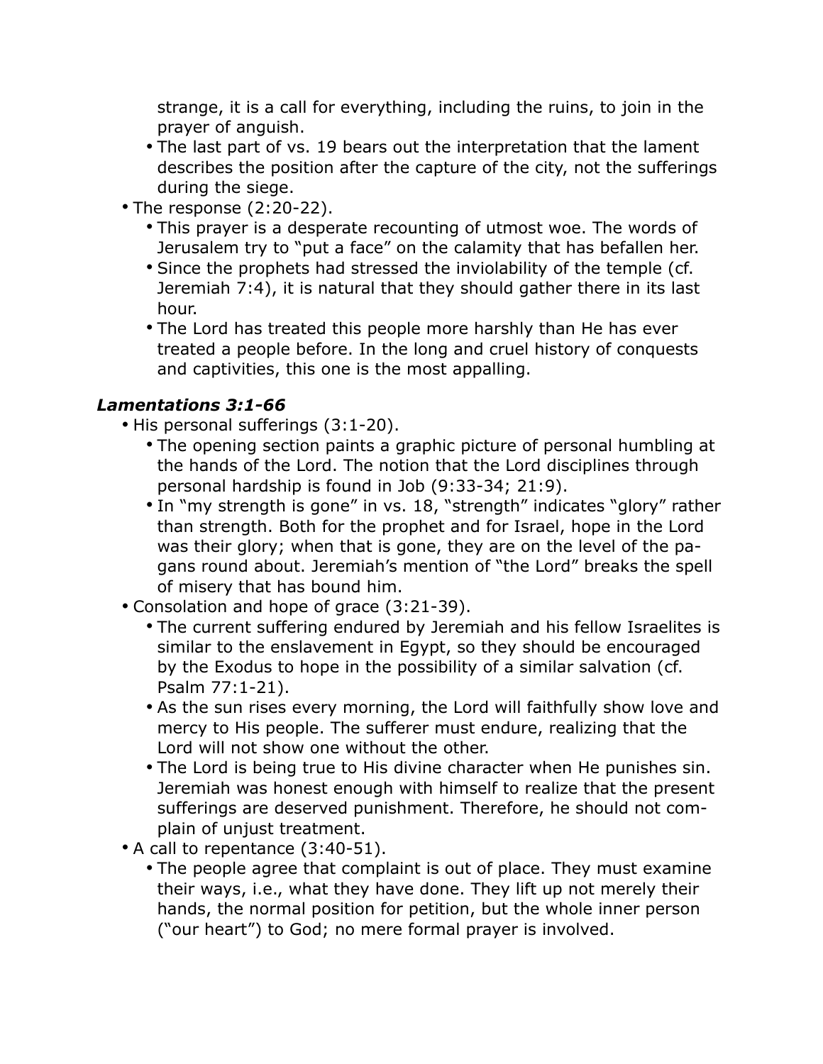strange, it is a call for everything, including the ruins, to join in the prayer of anguish.
    - The last part of vs. 19 bears out the interpretation that the lament describes the position after the capture of the city, not the sufferings during the siege.
- The response (2:20-22).
    - This prayer is a desperate recounting of utmost woe. The words of Jerusalem try to "put a face" on the calamity that has befallen her.
    - Since the prophets had stressed the inviolability of the temple (cf. Jeremiah 7:4), it is natural that they should gather there in its last hour.
    - The Lord has treated this people more harshly than He has ever treated a people before. In the long and cruel history of conquests and captivities, this one is the most appalling.

### *Lamentations 3:1-66*

- His personal sufferings (3:1-20).
    - The opening section paints a graphic picture of personal humbling at the hands of the Lord. The notion that the Lord disciplines through personal hardship is found in Job (9:33-34; 21:9).
    - In "my strength is gone" in vs. 18, "strength" indicates "glory" rather than strength. Both for the prophet and for Israel, hope in the Lord was their glory; when that is gone, they are on the level of the pagans round about. Jeremiah's mention of "the Lord" breaks the spell of misery that has bound him.
- Consolation and hope of grace (3:21-39).
    - The current suffering endured by Jeremiah and his fellow Israelites is similar to the enslavement in Egypt, so they should be encouraged by the Exodus to hope in the possibility of a similar salvation (cf. Psalm 77:1-21).
    - As the sun rises every morning, the Lord will faithfully show love and mercy to His people. The sufferer must endure, realizing that the Lord will not show one without the other.
    - The Lord is being true to His divine character when He punishes sin. Jeremiah was honest enough with himself to realize that the present sufferings are deserved punishment. Therefore, he should not complain of unjust treatment.
- A call to repentance (3:40-51).
    - The people agree that complaint is out of place. They must examine their ways, i.e., what they have done. They lift up not merely their hands, the normal position for petition, but the whole inner person ("our heart") to God; no mere formal prayer is involved.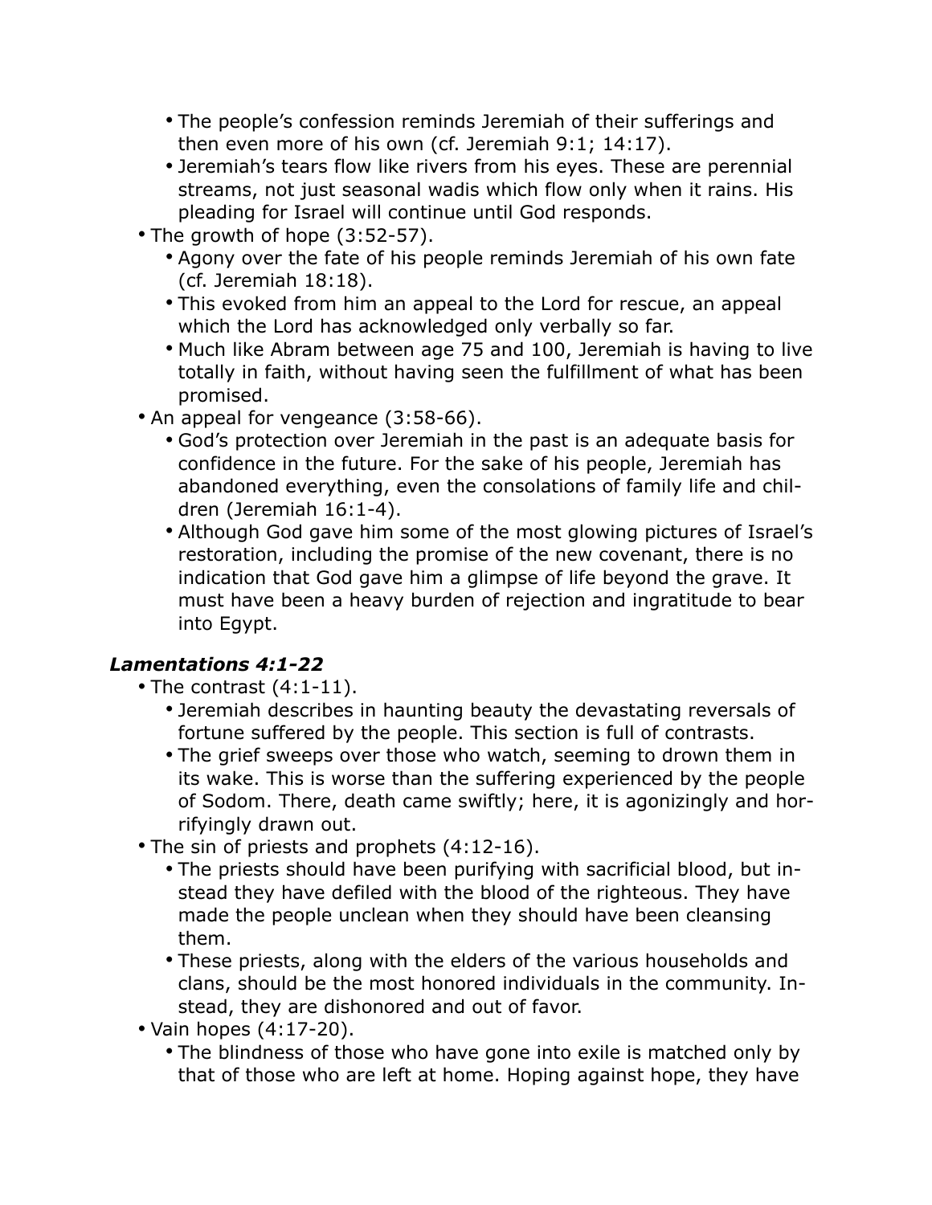- The people's confession reminds Jeremiah of their sufferings and then even more of his own (cf. Jeremiah 9:1; 14:17).
    - Jeremiah's tears flow like rivers from his eyes. These are perennial streams, not just seasonal wadis which flow only when it rains. His pleading for Israel will continue until God responds.
- The growth of hope (3:52-57).
    - Agony over the fate of his people reminds Jeremiah of his own fate (cf. Jeremiah 18:18).
    - This evoked from him an appeal to the Lord for rescue, an appeal which the Lord has acknowledged only verbally so far.
    - Much like Abram between age 75 and 100, Jeremiah is having to live totally in faith, without having seen the fulfillment of what has been promised.
- An appeal for vengeance (3:58-66).
    - God's protection over Jeremiah in the past is an adequate basis for confidence in the future. For the sake of his people, Jeremiah has abandoned everything, even the consolations of family life and children (Jeremiah 16:1-4).
    - Although God gave him some of the most glowing pictures of Israel's restoration, including the promise of the new covenant, there is no indication that God gave him a glimpse of life beyond the grave. It must have been a heavy burden of rejection and ingratitude to bear into Egypt.

### *Lamentations 4:1-22*

- The contrast (4:1-11).
    - Jeremiah describes in haunting beauty the devastating reversals of fortune suffered by the people. This section is full of contrasts.
    - The grief sweeps over those who watch, seeming to drown them in its wake. This is worse than the suffering experienced by the people of Sodom. There, death came swiftly; here, it is agonizingly and horrifyingly drawn out.
- The sin of priests and prophets (4:12-16).
    - The priests should have been purifying with sacrificial blood, but instead they have defiled with the blood of the righteous. They have made the people unclean when they should have been cleansing them.
    - These priests, along with the elders of the various households and clans, should be the most honored individuals in the community. Instead, they are dishonored and out of favor.
- Vain hopes (4:17-20).
    - The blindness of those who have gone into exile is matched only by that of those who are left at home. Hoping against hope, they have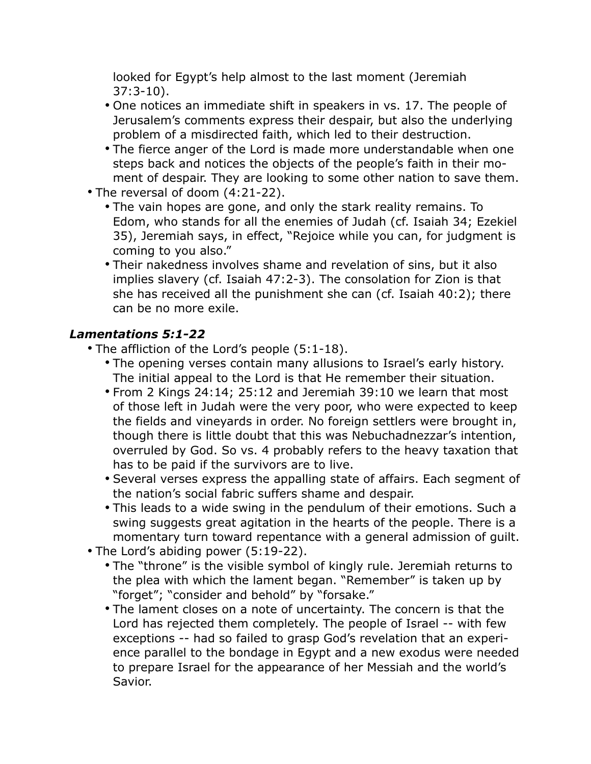looked for Egypt's help almost to the last moment (Jeremiah 37:3-10).

    - One notices an immediate shift in speakers in vs. 17. The people of Jerusalem's comments express their despair, but also the underlying problem of a misdirected faith, which led to their destruction.
    - The fierce anger of the Lord is made more understandable when one steps back and notices the objects of the people's faith in their moment of despair. They are looking to some other nation to save them.
- The reversal of doom (4:21-22).
    - The vain hopes are gone, and only the stark reality remains. To Edom, who stands for all the enemies of Judah (cf. Isaiah 34; Ezekiel 35), Jeremiah says, in effect, "Rejoice while you can, for judgment is coming to you also."
    - Their nakedness involves shame and revelation of sins, but it also implies slavery (cf. Isaiah 47:2-3). The consolation for Zion is that she has received all the punishment she can (cf. Isaiah 40:2); there can be no more exile.

### *Lamentations 5:1-22*

- The affliction of the Lord's people (5:1-18).
    - The opening verses contain many allusions to Israel's early history. The initial appeal to the Lord is that He remember their situation.
    - From 2 Kings 24:14; 25:12 and Jeremiah 39:10 we learn that most of those left in Judah were the very poor, who were expected to keep the fields and vineyards in order. No foreign settlers were brought in, though there is little doubt that this was Nebuchadnezzar's intention, overruled by God. So vs. 4 probably refers to the heavy taxation that has to be paid if the survivors are to live.
    - Several verses express the appalling state of affairs. Each segment of the nation's social fabric suffers shame and despair.
    - This leads to a wide swing in the pendulum of their emotions. Such a swing suggests great agitation in the hearts of the people. There is a momentary turn toward repentance with a general admission of guilt.
- The Lord's abiding power (5:19-22).
    - The "throne" is the visible symbol of kingly rule. Jeremiah returns to the plea with which the lament began. "Remember" is taken up by "forget"; "consider and behold" by "forsake."
    - The lament closes on a note of uncertainty. The concern is that the Lord has rejected them completely. The people of Israel -- with few exceptions -- had so failed to grasp God's revelation that an experience parallel to the bondage in Egypt and a new exodus were needed to prepare Israel for the appearance of her Messiah and the world's Savior.